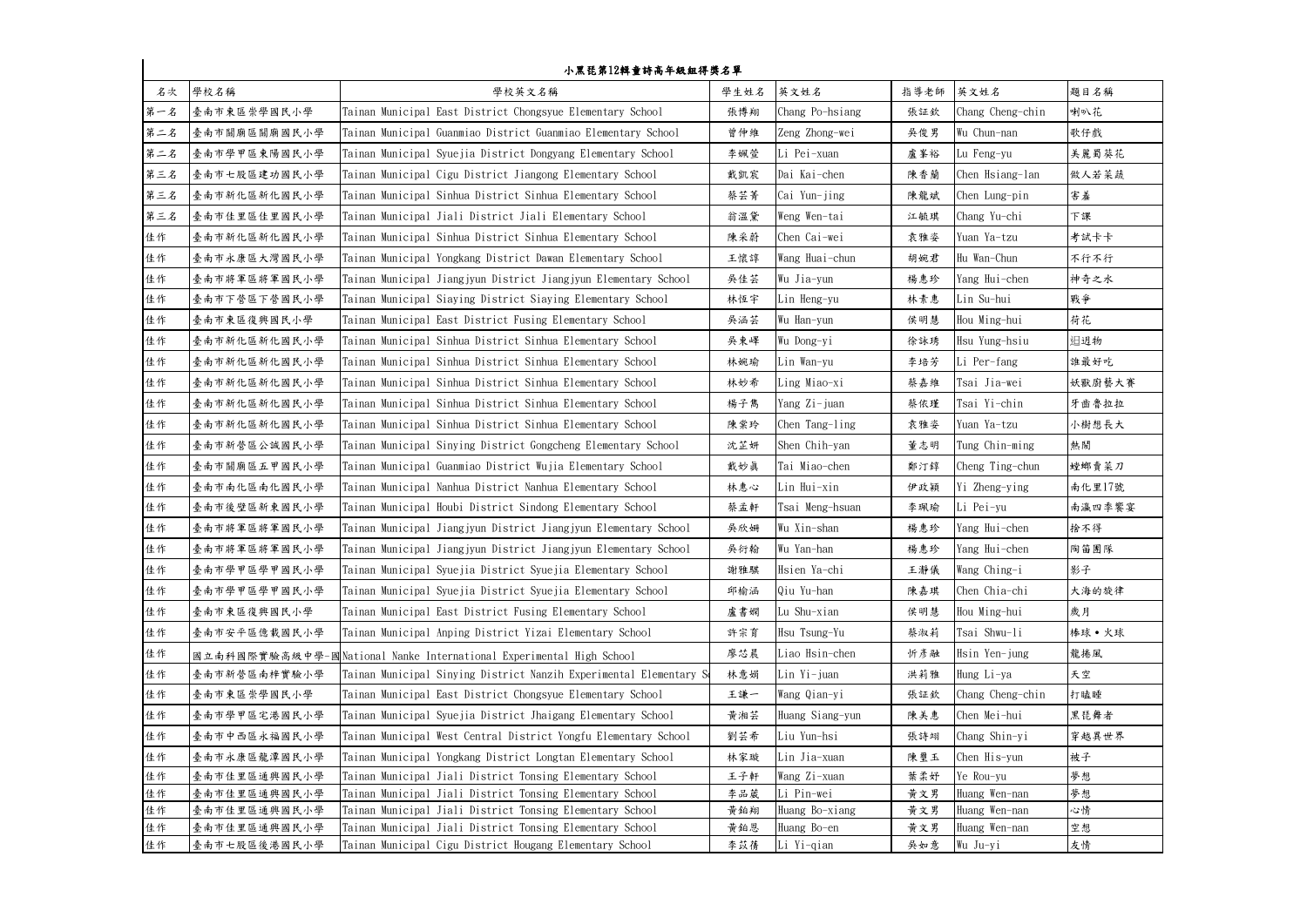## 小黑琵第12輯童詩高年級組得獎名單

| 名次 | 學校名稱 | 學校英文名稱 | 學生姓名 | 英文姓名 | 指導老師 | 英文姓名 | 題目名稱 |
|---|---|---|---|---|---|---|---|
| 第一名 | 臺南市東區崇學國民小學 | Tainan Municipal East District Chongsyue Elementary School | 張博翔 | Chang Po-hsiang | 張証欽 | Chang Cheng-chin | 喇叭花 |
| 第二名 | 臺南市關廟區關廟國民小學 | Tainan Municipal Guanmiao District Guanmiao Elementary School | 曾仲維 | Zeng Zhong-wei | 吳俊男 | Wu Chun-nan | 歌仔戲 |
| 第二名 | 臺南市學甲區東陽國民小學 | Tainan Municipal Syuejia District Dongyang Elementary School | 李姵萱 | Li Pei-xuan | 盧峯裕 | Lu Feng-yu | 美麗蜀葵花 |
| 第三名 | 臺南市七股區建功國民小學 | Tainan Municipal Cigu District Jiangong Elementary School | 戴凱宸 | Dai Kai-chen | 陳香蘭 | Chen Hsiang-lan | 做人若菜蔬 |
| 第三名 | 臺南市新化區新化國民小學 | Tainan Municipal Sinhua District Sinhua Elementary School | 蔡芸菁 | Cai Yun-jing | 陳龍斌 | Chen Lung-pin | 害羞 |
| 第三名 | 臺南市佳里區佳里國民小學 | Tainan Municipal Jiali District Jiali Elementary School | 翁溫黛 | Weng Wen-tai | 江毓琪 | Chang Yu-chi | 下課 |
| 佳作 | 臺南市新化區新化國民小學 | Tainan Municipal Sinhua District Sinhua Elementary School | 陳采蔚 | Chen Cai-wei | 袁雅姿 | Yuan Ya-tzu | 考試卡卡 |
| 佳作 | 臺南市永康區大灣國民小學 | Tainan Municipal Yongkang District Dawan Elementary School | 王懷諄 | Wang Huai-chun | 胡婉君 | Hu Wan-Chun | 不行不行 |
| 佳作 | 臺南市將軍區將軍國民小學 | Tainan Municipal Jiangjyun District Jiangjyun Elementary School | 吳佳芸 | Wu Jia-yun | 楊惠珍 | Yang Hui-chen | 神奇之水 |
| 佳作 | 臺南市下營區下營國民小學 | Tainan Municipal Siaying District Siaying Elementary School | 林恆宇 | Lin Heng-yu | 林素惠 | Lin Su-hui | 戰爭 |
| 佳作 | 臺南市東區復興國民小學 | Tainan Municipal East District Fusing Elementary School | 吳涵芸 | Wu Han-yun | 侯明慧 | Hou Ming-hui | 荷花 |
| 佳作 | 臺南市新化區新化國民小學 | Tainan Municipal Sinhua District Sinhua Elementary School | 吳東峄 | Wu Dong-yi | 徐詠琇 | Hsu Yung-hsiu | 迌迌物 |
| 佳作 | 臺南市新化區新化國民小學 | Tainan Municipal Sinhua District Sinhua Elementary School | 林婉瑜 | Lin Wan-yu | 李培芳 | Li Per-fang | 誰最好吃 |
| 佳作 | 臺南市新化區新化國民小學 | Tainan Municipal Sinhua District Sinhua Elementary School | 林妙希 | Ling Miao-xi | 蔡嘉維 | Tsai Jia-wei | 妖獸廚藝大賽 |
| 佳作 | 臺南市新化區新化國民小學 | Tainan Municipal Sinhua District Sinhua Elementary School | 楊子雋 | Yang Zi-juan | 蔡依瑾 | Tsai Yi-chin | 牙齒魯拉拉 |
| 佳作 | 臺南市新化區新化國民小學 | Tainan Municipal Sinhua District Sinhua Elementary School | 陳棠玲 | Chen Tang-ling | 袁雅姿 | Yuan Ya-tzu | 小樹想長大 |
| 佳作 | 臺南市新營區公誠國民小學 | Tainan Municipal Sinying District Gongcheng Elementary School | 沈芷妍 | Shen Chih-yan | 董志明 | Tung Chin-ming | 熱鬧 |
| 佳作 | 臺南市關廟區五甲國民小學 | Tainan Municipal Guanmiao District Wujia Elementary School | 戴妙真 | Tai Miao-chen | 鄭汀錞 | Cheng Ting-chun | 螳螂賣菜刀 |
| 佳作 | 臺南市南化區南化國民小學 | Tainan Municipal Nanhua District Nanhua Elementary School | 林惠心 | Lin Hui-xin | 伊政穎 | Yi Zheng-ying | 南化里17號 |
| 佳作 | 臺南市後壁區新東國民小學 | Tainan Municipal Houbi District Sindong Elementary School | 蔡孟軒 | Tsai Meng-hsuan | 李珮瑜 | Li Pei-yu | 南瀛四季饗宴 |
| 佳作 | 臺南市將軍區將軍國民小學 | Tainan Municipal Jiangjyun District Jiangjyun Elementary School | 吳欣姍 | Wu Xin-shan | 楊惠珍 | Yang Hui-chen | 捨不得 |
| 佳作 | 臺南市將軍區將軍國民小學 | Tainan Municipal Jiangjyun District Jiangjyun Elementary School | 吳衍翰 | Wu Yan-han | 楊惠珍 | Yang Hui-chen | 陶笛團隊 |
| 佳作 | 臺南市學甲區學甲國民小學 | Tainan Municipal Syuejia District Syuejia Elementary School | 謝雅騏 | Hsien Ya-chi | 王靜儀 | Wang Ching-i | 影子 |
| 佳作 | 臺南市學甲區學甲國民小學 | Tainan Municipal Syuejia District Syuejia Elementary School | 邱榆涵 | Qiu Yu-han | 陳嘉琪 | Chen Chia-chi | 大海的旋律 |
| 佳作 | 臺南市東區復興國民小學 | Tainan Municipal East District Fusing Elementary School | 盧書嫻 | Lu Shu-xian | 侯明慧 | Hou Ming-hui | 歲月 |
| 佳作 | 臺南市安平區億載國民小學 | Tainan Municipal Anping District Yizai Elementary School | 許宗育 | Hsu Tsung-Yu | 蔡淑莉 | Tsai Shwu-li | 棒球•火球 |
| 佳作 | 國立南科國際實驗高級中學-國 | National Nanke International Experimental High School | 廖芯晨 | Liao Hsin-chen | 忻彥融 | Hsin Yen-jung | 龍捲風 |
| 佳作 | 臺南市新營區南梓實驗小學 | Tainan Municipal Sinying District Nanzih Experimental Elementary S | 林意娟 | Lin Yi-juan | 洪莉雅 | Hung Li-ya | 天空 |
| 佳作 | 臺南市東區崇學國民小學 | Tainan Municipal East District Chongsyue Elementary School | 王謙一 | Wang Qian-yi | 張証欽 | Chang Cheng-chin | 打瞌睡 |
| 佳作 | 臺南市學甲區宅港國民小學 | Tainan Municipal Syuejia District Jhaigang Elementary School | 黃湘芸 | Huang Siang-yun | 陳美惠 | Chen Mei-hui | 黑琵舞者 |
| 佳作 | 臺南市中西區永福國民小學 | Tainan Municipal West Central District Yongfu Elementary School | 劉芸希 | Liu Yun-hsi | 張詩翊 | Chang Shin-yi | 穿越異世界 |
| 佳作 | 臺南市永康區龍潭國民小學 | Tainan Municipal Yongkang District Longtan Elementary School | 林家璇 | Lin Jia-xuan | 陳璽玉 | Chen His-yun | 被子 |
| 佳作 | 臺南市佳里區通興國民小學 | Tainan Municipal Jiali District Tonsing Elementary School | 王子軒 | Wang Zi-xuan | 葉柔妤 | Ye Rou-yu | 夢想 |
| 佳作 | 臺南市佳里區通興國民小學 | Tainan Municipal Jiali District Tonsing Elementary School | 李品葳 | Li Pin-wei | 黃文男 | Huang Wen-nan | 夢想 |
| 佳作 | 臺南市佳里區通興國民小學 | Tainan Municipal Jiali District Tonsing Elementary School | 黃鉑翔 | Huang Bo-xiang | 黃文男 | Huang Wen-nan | 心情 |
| 佳作 | 臺南市佳里區通興國民小學 | Tainan Municipal Jiali District Tonsing Elementary School | 黃鉑恩 | Huang Bo-en | 黃文男 | Huang Wen-nan | 空想 |
| 佳作 | 臺南市七股區後港國民小學 | Tainan Municipal Cigu District Hougang Elementary School | 李苡蒨 | Li Yi-qian | 吳如意 | Wu Ju-yi | 友情 |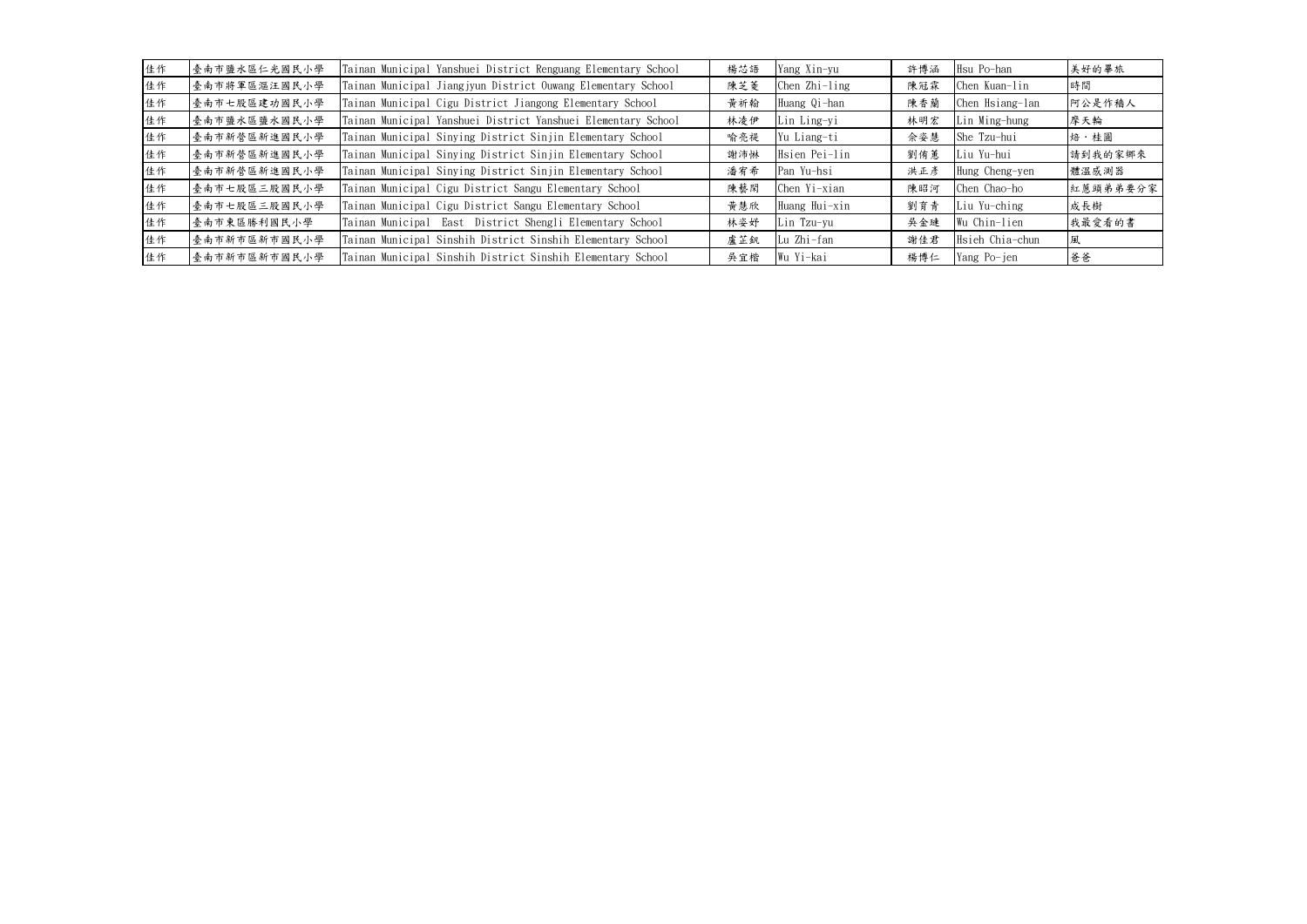| | | | | | | | |
|---|---|---|---|---|---|---|---|
| 佳作 | 臺南市鹽水區仁光國民小學 | Tainan Municipal Yanshuei District Renguang Elementary School | 楊芯語 | Yang Xin-yu | 許博涵 | Hsu Po-han | 美好的畢旅 |
| 佳作 | 臺南市將軍區漚汪國民小學 | Tainan Municipal Jiangjyun District Ouwang Elementary School | 陳芝菱 | Chen Zhi-ling | 陳冠霖 | Chen Kuan-lin | 時間 |
| 佳作 | 臺南市七股區建功國民小學 | Tainan Municipal Cigu District Jiangong Elementary School | 黃祈翰 | Huang Qi-han | 陳香蘭 | Chen Hsiang-lan | 阿公是作穡人 |
| 佳作 | 臺南市鹽水區鹽水國民小學 | Tainan Municipal Yanshuei District Yanshuei Elementary School | 林凌伊 | Lin Ling-yi | 林明宏 | Lin Ming-hung | 摩天輪 |
| 佳作 | 臺南市新營區新進國民小學 | Tainan Municipal Sinying District Sinjin Elementary School | 喻亮緹 | Yu Liang-ti | 佘姿慧 | She Tzu-hui | 焙・桂圓 |
| 佳作 | 臺南市新營區新進國民小學 | Tainan Municipal Sinying District Sinjin Elementary School | 謝沛琳 | Hsien Pei-lin | 劉侑蕙 | Liu Yu-hui | 請到我的家鄉來 |
| 佳作 | 臺南市新營區新進國民小學 | Tainan Municipal Sinying District Sinjin Elementary School | 潘宥希 | Pan Yu-hsi | 洪正彥 | Hung Cheng-yen | 體溫感測器 |
| 佳作 | 臺南市七股區三股國民小學 | Tainan Municipal Cigu District Sangu Elementary School | 陳藝閑 | Chen Yi-xian | 陳昭河 | Chen Chao-ho | 紅蔥頭弟弟要分家 |
| 佳作 | 臺南市七股區三股國民小學 | Tainan Municipal Cigu District Sangu Elementary School | 黃慧欣 | Huang Hui-xin | 劉育青 | Liu Yu-ching | 成長樹 |
| 佳作 | 臺南市東區勝利國民小學 | Tainan Municipal East District Shengli Elementary School | 林姿妤 | Lin Tzu-yu | 吳金璉 | Wu Chin-lien | 我最愛看的書 |
| 佳作 | 臺南市新市區新市國民小學 | Tainan Municipal Sinshih District Sinshih Elementary School | 盧芷釩 | Lu Zhi-fan | 謝佳君 | Hsieh Chia-chun | 風 |
| 佳作 | 臺南市新市區新市國民小學 | Tainan Municipal Sinshih District Sinshih Elementary School | 吳宜楷 | Wu Yi-kai | 楊博仁 | Yang Po-jen | 爸爸 |